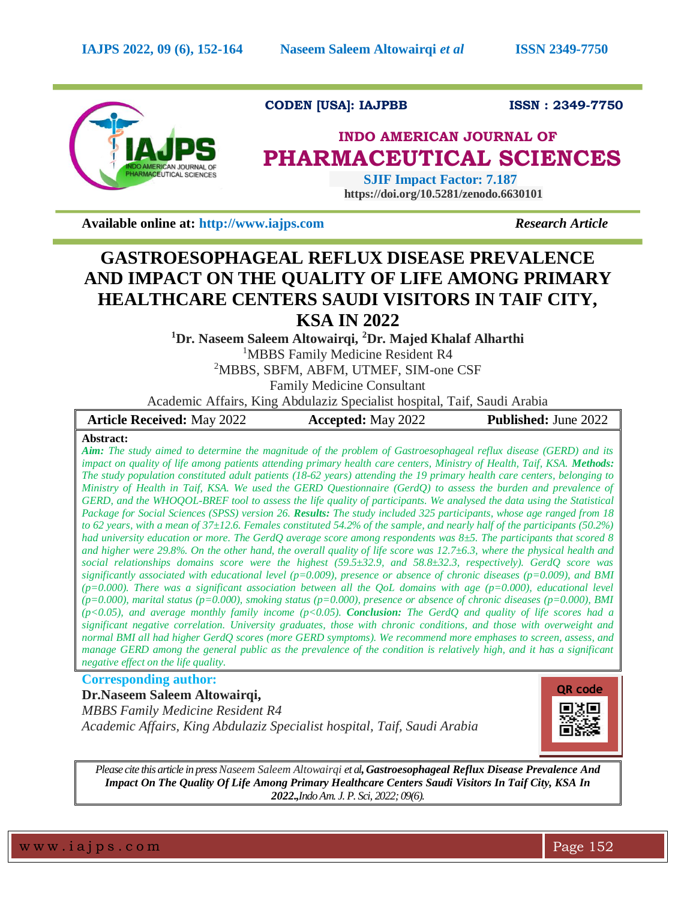CODEN [USA]: IAJPBB ISSN : 2349-7750

**INDO AMERICAN JOURNAL OF PHARMACEUTICAL SCIENCES**

**SJIF Impact Factor: 7.187**

**https://doi.org/10.5281/zenodo.6630101**

**Available online at: http://www.iajps.com** *Research Article*

# GASTROESOPHAGEAL REFLUX DISEASE PREVALENCE AND IMPACT ON THE QUALITY OF LIFE AMONG PRIMARY HEALTHCARE CENTERS SAUDI VISITORS IN TAIF CITY, KSA IN 2022

**[1]Dr. Naseem Saleem Altowairqi, [2]Dr. Majed Khalaf Alharthi**

[1]MBBS Family Medicine Resident R4

[2]MBBS, SBFM, ABFM, UTMEF, SIM-one CSF

Family Medicine Consultant

Academic Affairs, King Abdulaziz Specialist hospital, Taif, Saudi Arabia

| **Article Received:** May 2022 | **Accepted:** May 2022 | **Published:** June 2022 |
|---|---|---|

**Abstract:**

***Aim:*** *The study aimed to determine the magnitude of the problem of Gastroesophageal reflux disease (GERD) and its impact on quality of life among patients attending primary health care centers, Ministry of Health, Taif, KSA.* ***Methods:*** *The study population constituted adult patients (18-62 years) attending the 19 primary health care centers, belonging to Ministry of Health in Taif, KSA. We used the GERD Questionnaire (GerdQ) to assess the burden and prevalence of GERD, and the WHOQOL-BREF tool to assess the life quality of participants. We analysed the data using the Statistical Package for Social Sciences (SPSS) version 26.* ***Results:*** *The study included 325 participants, whose age ranged from 18 to 62 years, with a mean of 37±12.6. Females constituted 54.2% of the sample, and nearly half of the participants (50.2%) had university education or more. The GerdQ average score among respondents was 8±5. The participants that scored 8 and higher were 29.8%. On the other hand, the overall quality of life score was 12.7±6.3, where the physical health and social relationships domains score were the highest (59.5±32.9, and 58.8±32.3, respectively). GerdQ score was significantly associated with educational level (p=0.009), presence or absence of chronic diseases (p=0.009), and BMI (p=0.000). There was a significant association between all the QoL domains with age (p=0.000), educational level (p=0.000), marital status (p=0.000), smoking status (p=0.000), presence or absence of chronic diseases (p=0.000), BMI (p<0.05), and average monthly family income (p<0.05).* ***Conclusion:*** *The GerdQ and quality of life scores had a significant negative correlation. University graduates, those with chronic conditions, and those with overweight and normal BMI all had higher GerdQ scores (more GERD symptoms). We recommend more emphases to screen, assess, and manage GERD among the general public as the prevalence of the condition is relatively high, and it has a significant negative effect on the life quality.*

**Corresponding author:**

**Dr.Naseem Saleem Altowairqi,**

*MBBS Family Medicine Resident R4*

*Academic Affairs, King Abdulaziz Specialist hospital, Taif, Saudi Arabia*

*Please cite this article in press Naseem Saleem Altowairqi et al,* ***Gastroesophageal Reflux Disease Prevalence And Impact On The Quality Of Life Among Primary Healthcare Centers Saudi Visitors In Taif City, KSA In 2022.****,Indo Am. J. P. Sci, 2022; 09(6).*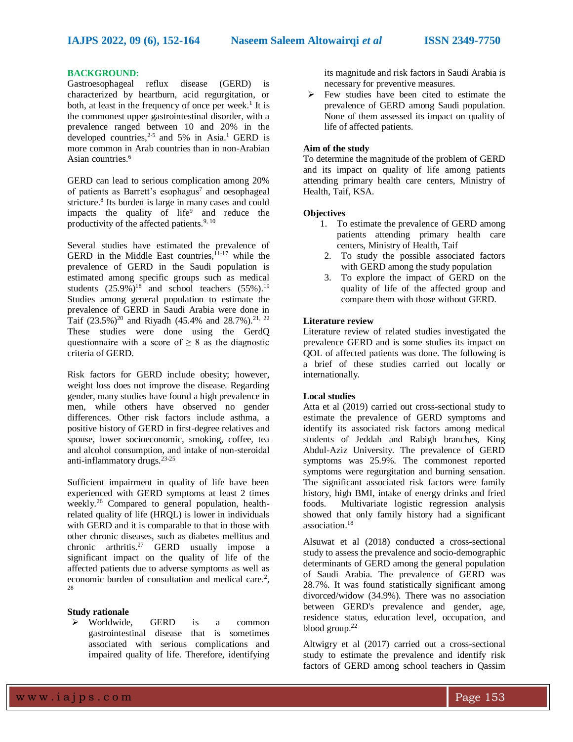## BACKGROUND:

Gastroesophageal reflux disease (GERD) is characterized by heartburn, acid regurgitation, or both, at least in the frequency of once per week.[1] It is the commonest upper gastrointestinal disorder, with a prevalence ranged between 10 and 20% in the developed countries,[2-5] and 5% in Asia.[1] GERD is more common in Arab countries than in non-Arabian Asian countries.[6]

GERD can lead to serious complication among 20% of patients as Barrett's esophagus[7] and oesophageal stricture.[8] Its burden is large in many cases and could impacts the quality of life[9] and reduce the productivity of the affected patients.[9, 10]

Several studies have estimated the prevalence of GERD in the Middle East countries,[11-17] while the prevalence of GERD in the Saudi population is estimated among specific groups such as medical students (25.9%)[18] and school teachers (55%).[19] Studies among general population to estimate the prevalence of GERD in Saudi Arabia were done in Taif (23.5%)[20] and Riyadh (45.4% and 28.7%).[21, 22] These studies were done using the GerdQ questionnaire with a score of ≥ 8 as the diagnostic criteria of GERD.

Risk factors for GERD include obesity; however, weight loss does not improve the disease. Regarding gender, many studies have found a high prevalence in men, while others have observed no gender differences. Other risk factors include asthma, a positive history of GERD in first-degree relatives and spouse, lower socioeconomic, smoking, coffee, tea and alcohol consumption, and intake of non-steroidal anti-inflammatory drugs.[23-25]

Sufficient impairment in quality of life have been experienced with GERD symptoms at least 2 times weekly.[26] Compared to general population, health-related quality of life (HRQL) is lower in individuals with GERD and it is comparable to that in those with other chronic diseases, such as diabetes mellitus and chronic arthritis.[27] GERD usually impose a significant impact on the quality of life of the affected patients due to adverse symptoms as well as economic burden of consultation and medical care.[2, 28]

### Study rationale

- Worldwide, GERD is a common gastrointestinal disease that is sometimes associated with serious complications and impaired quality of life. Therefore, identifying its magnitude and risk factors in Saudi Arabia is necessary for preventive measures.
- Few studies have been cited to estimate the prevalence of GERD among Saudi population. None of them assessed its impact on quality of life of affected patients.

### Aim of the study

To determine the magnitude of the problem of GERD and its impact on quality of life among patients attending primary health care centers, Ministry of Health, Taif, KSA.

### Objectives

1. To estimate the prevalence of GERD among patients attending primary health care centers, Ministry of Health, Taif
2. To study the possible associated factors with GERD among the study population
3. To explore the impact of GERD on the quality of life of the affected group and compare them with those without GERD.

### Literature review

Literature review of related studies investigated the prevalence GERD and is some studies its impact on QOL of affected patients was done. The following is a brief of these studies carried out locally or internationally.

### Local studies

Atta et al (2019) carried out cross-sectional study to estimate the prevalence of GERD symptoms and identify its associated risk factors among medical students of Jeddah and Rabigh branches, King Abdul-Aziz University. The prevalence of GERD symptoms was 25.9%. The commonest reported symptoms were regurgitation and burning sensation. The significant associated risk factors were family history, high BMI, intake of energy drinks and fried foods. Multivariate logistic regression analysis showed that only family history had a significant association.[18]

Alsuwat et al (2018) conducted a cross-sectional study to assess the prevalence and socio-demographic determinants of GERD among the general population of Saudi Arabia. The prevalence of GERD was 28.7%. It was found statistically significant among divorced/widow (34.9%). There was no association between GERD's prevalence and gender, age, residence status, education level, occupation, and blood group.[22]

Altwigry et al (2017) carried out a cross-sectional study to estimate the prevalence and identify risk factors of GERD among school teachers in Qassim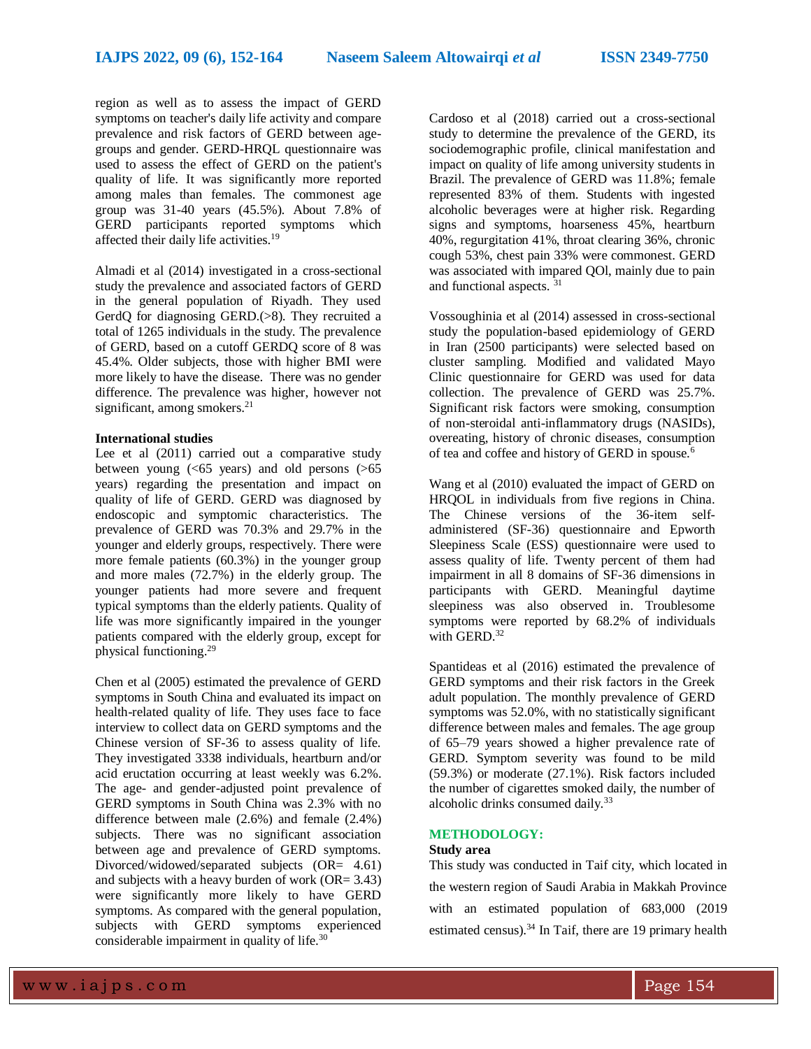region as well as to assess the impact of GERD symptoms on teacher's daily life activity and compare prevalence and risk factors of GERD between age-groups and gender. GERD-HRQL questionnaire was used to assess the effect of GERD on the patient's quality of life. It was significantly more reported among males than females. The commonest age group was 31-40 years (45.5%). About 7.8% of GERD participants reported symptoms which affected their daily life activities.[19]

Almadi et al (2014) investigated in a cross-sectional study the prevalence and associated factors of GERD in the general population of Riyadh. They used GerdQ for diagnosing GERD.(>8). They recruited a total of 1265 individuals in the study. The prevalence of GERD, based on a cutoff GERDQ score of 8 was 45.4%. Older subjects, those with higher BMI were more likely to have the disease. There was no gender difference. The prevalence was higher, however not significant, among smokers.[21]

**International studies**

Lee et al (2011) carried out a comparative study between young (<65 years) and old persons (>65 years) regarding the presentation and impact on quality of life of GERD. GERD was diagnosed by endoscopic and symptomic characteristics. The prevalence of GERD was 70.3% and 29.7% in the younger and elderly groups, respectively. There were more female patients (60.3%) in the younger group and more males (72.7%) in the elderly group. The younger patients had more severe and frequent typical symptoms than the elderly patients. Quality of life was more significantly impaired in the younger patients compared with the elderly group, except for physical functioning.[29]

Chen et al (2005) estimated the prevalence of GERD symptoms in South China and evaluated its impact on health-related quality of life. They uses face to face interview to collect data on GERD symptoms and the Chinese version of SF-36 to assess quality of life. They investigated 3338 individuals, heartburn and/or acid eructation occurring at least weekly was 6.2%. The age- and gender-adjusted point prevalence of GERD symptoms in South China was 2.3% with no difference between male (2.6%) and female (2.4%) subjects. There was no significant association between age and prevalence of GERD symptoms. Divorced/widowed/separated subjects (OR= 4.61) and subjects with a heavy burden of work (OR= 3.43) were significantly more likely to have GERD symptoms. As compared with the general population, subjects with GERD symptoms experienced considerable impairment in quality of life.[30]

Cardoso et al (2018) carried out a cross-sectional study to determine the prevalence of the GERD, its sociodemographic profile, clinical manifestation and impact on quality of life among university students in Brazil. The prevalence of GERD was 11.8%; female represented 83% of them. Students with ingested alcoholic beverages were at higher risk. Regarding signs and symptoms, hoarseness 45%, heartburn 40%, regurgitation 41%, throat clearing 36%, chronic cough 53%, chest pain 33% were commonest. GERD was associated with impared QOl, mainly due to pain and functional aspects. [31]

Vossoughinia et al (2014) assessed in cross-sectional study the population-based epidemiology of GERD in Iran (2500 participants) were selected based on cluster sampling. Modified and validated Mayo Clinic questionnaire for GERD was used for data collection. The prevalence of GERD was 25.7%. Significant risk factors were smoking, consumption of non-steroidal anti-inflammatory drugs (NASIDs), overeating, history of chronic diseases, consumption of tea and coffee and history of GERD in spouse.[6]

Wang et al (2010) evaluated the impact of GERD on HRQOL in individuals from five regions in China. The Chinese versions of the 36-item self-administered (SF-36) questionnaire and Epworth Sleepiness Scale (ESS) questionnaire were used to assess quality of life. Twenty percent of them had impairment in all 8 domains of SF-36 dimensions in participants with GERD. Meaningful daytime sleepiness was also observed in. Troublesome symptoms were reported by 68.2% of individuals with GERD.[32]

Spantideas et al (2016) estimated the prevalence of GERD symptoms and their risk factors in the Greek adult population. The monthly prevalence of GERD symptoms was 52.0%, with no statistically significant difference between males and females. The age group of 65–79 years showed a higher prevalence rate of GERD. Symptom severity was found to be mild (59.3%) or moderate (27.1%). Risk factors included the number of cigarettes smoked daily, the number of alcoholic drinks consumed daily.[33]

## METHODOLOGY:

**Study area**

This study was conducted in Taif city, which located in the western region of Saudi Arabia in Makkah Province with an estimated population of 683,000 (2019 estimated census).[34] In Taif, there are 19 primary health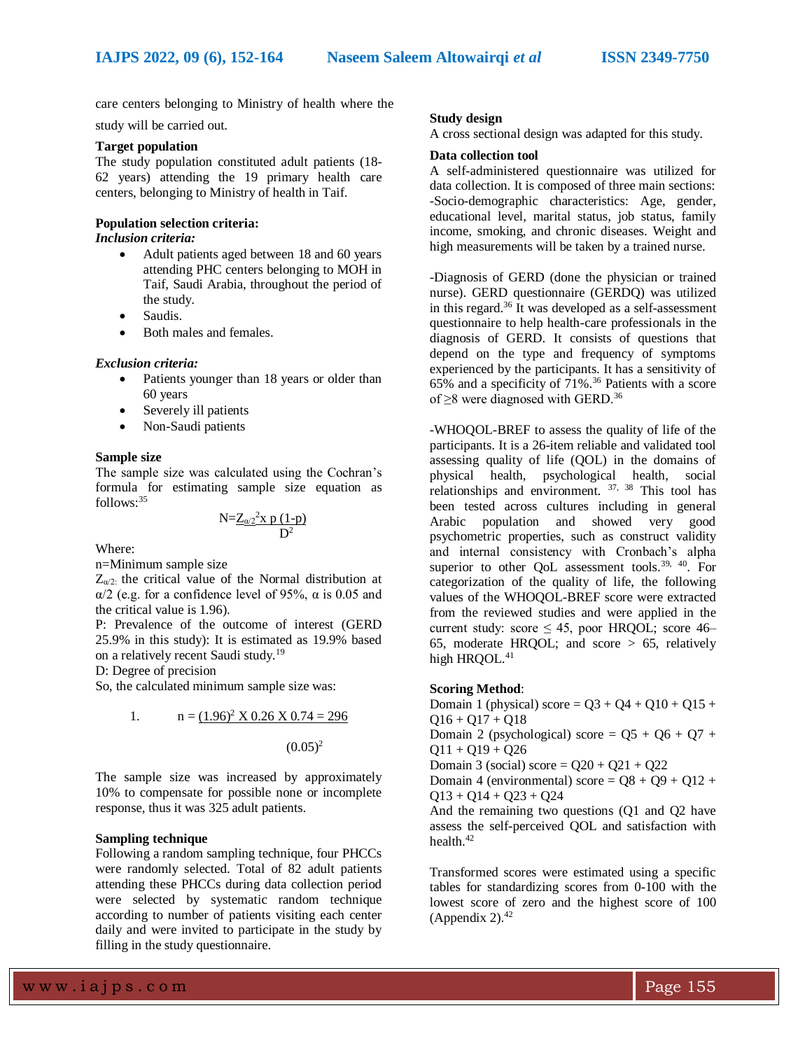care centers belonging to Ministry of health where the study will be carried out.

**Target population**

The study population constituted adult patients (18-62 years) attending the 19 primary health care centers, belonging to Ministry of health in Taif.

**Population selection criteria:**

***Inclusion criteria:***

- Adult patients aged between 18 and 60 years attending PHC centers belonging to MOH in Taif, Saudi Arabia, throughout the period of the study.
- Saudis.
- Both males and females.

***Exclusion criteria:***

- Patients younger than 18 years or older than 60 years
- Severely ill patients
- Non-Saudi patients

**Sample size**

The sample size was calculated using the Cochran's formula for estimating sample size equation as follows:[35]

$$N=\frac{Z_{\alpha/2}^{2} x\ p\ (1-p)}{D^{2}}$$

Where:

n=Minimum sample size

$Z_{\alpha/2:}$ the critical value of the Normal distribution at α/2 (e.g. for a confidence level of 95%, α is 0.05 and the critical value is 1.96).

P: Prevalence of the outcome of interest (GERD 25.9% in this study): It is estimated as 19.9% based on a relatively recent Saudi study.[19]

D: Degree of precision

So, the calculated minimum sample size was:

1. $$n = \frac{(1.96)^{2}\ X\ 0.26\ X\ 0.74 = 296}{(0.05)^{2}}$$

The sample size was increased by approximately 10% to compensate for possible none or incomplete response, thus it was 325 adult patients.

**Sampling technique**

Following a random sampling technique, four PHCCs were randomly selected. Total of 82 adult patients attending these PHCCs during data collection period were selected by systematic random technique according to number of patients visiting each center daily and were invited to participate in the study by filling in the study questionnaire.

**Study design**

A cross sectional design was adapted for this study.

**Data collection tool**

A self-administered questionnaire was utilized for data collection. It is composed of three main sections: -Socio-demographic characteristics: Age, gender, educational level, marital status, job status, family income, smoking, and chronic diseases. Weight and high measurements will be taken by a trained nurse.

-Diagnosis of GERD (done the physician or trained nurse). GERD questionnaire (GERDQ) was utilized in this regard.[36] It was developed as a self-assessment questionnaire to help health-care professionals in the diagnosis of GERD. It consists of questions that depend on the type and frequency of symptoms experienced by the participants. It has a sensitivity of 65% and a specificity of 71%.[36] Patients with a score of ≥8 were diagnosed with GERD.[36]

-WHOQOL-BREF to assess the quality of life of the participants. It is a 26-item reliable and validated tool assessing quality of life (QOL) in the domains of physical health, psychological health, social relationships and environment. [37, 38] This tool has been tested across cultures including in general Arabic population and showed very good psychometric properties, such as construct validity and internal consistency with Cronbach's alpha superior to other QoL assessment tools.[39, 40]. For categorization of the quality of life, the following values of the WHOQOL-BREF score were extracted from the reviewed studies and were applied in the current study: score ≤ 45, poor HRQOL; score 46–65, moderate HRQOL; and score > 65, relatively high HRQOL.[41]

**Scoring Method**:

Domain 1 (physical) score = Q3 + Q4 + Q10 + Q15 + Q16 + Q17 + Q18

Domain 2 (psychological) score = Q5 + Q6 + Q7 + Q11 + Q19 + Q26

Domain 3 (social) score = Q20 + Q21 + Q22

Domain 4 (environmental) score = Q8 + Q9 + Q12 + Q13 + Q14 + Q23 + Q24

And the remaining two questions (Q1 and Q2 have assess the self-perceived QOL and satisfaction with health.[42]

Transformed scores were estimated using a specific tables for standardizing scores from 0-100 with the lowest score of zero and the highest score of 100 (Appendix 2).[42]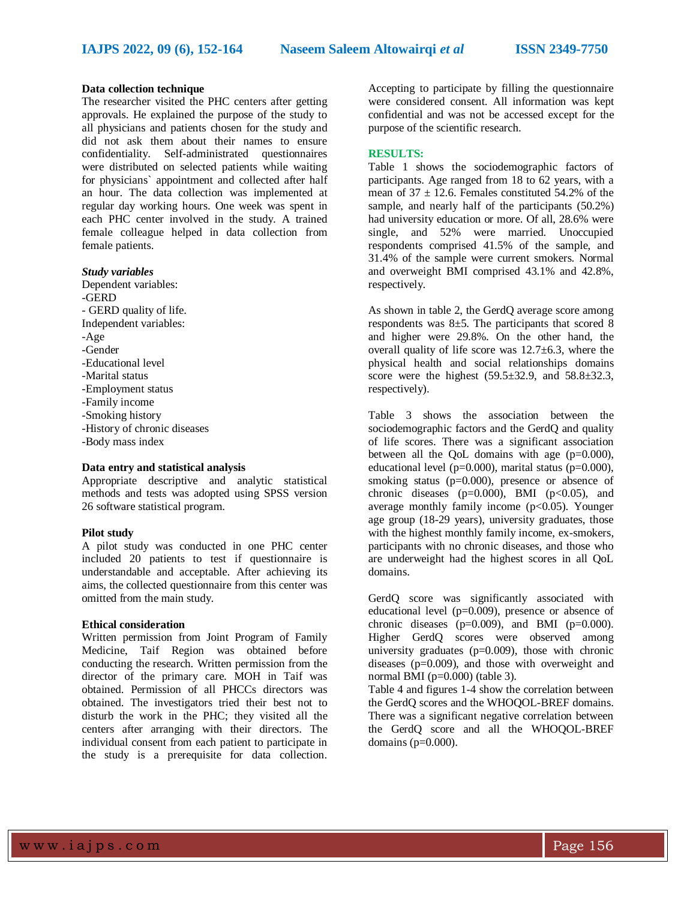**Data collection technique**

The researcher visited the PHC centers after getting approvals. He explained the purpose of the study to all physicians and patients chosen for the study and did not ask them about their names to ensure confidentiality. Self-administrated questionnaires were distributed on selected patients while waiting for physicians` appointment and collected after half an hour. The data collection was implemented at regular day working hours. One week was spent in each PHC center involved in the study. A trained female colleague helped in data collection from female patients.

***Study variables***

Dependent variables:
-GERD
- GERD quality of life.
Independent variables:
-Age
-Gender
-Educational level
-Marital status
-Employment status
-Family income
-Smoking history
-History of chronic diseases
-Body mass index

**Data entry and statistical analysis**

Appropriate descriptive and analytic statistical methods and tests was adopted using SPSS version 26 software statistical program.

**Pilot study**

A pilot study was conducted in one PHC center included 20 patients to test if questionnaire is understandable and acceptable. After achieving its aims, the collected questionnaire from this center was omitted from the main study.

**Ethical consideration**

Written permission from Joint Program of Family Medicine, Taif Region was obtained before conducting the research. Written permission from the director of the primary care. MOH in Taif was obtained. Permission of all PHCCs directors was obtained. The investigators tried their best not to disturb the work in the PHC; they visited all the centers after arranging with their directors. The individual consent from each patient to participate in the study is a prerequisite for data collection. Accepting to participate by filling the questionnaire were considered consent. All information was kept confidential and was not be accessed except for the purpose of the scientific research.

## RESULTS:

Table 1 shows the sociodemographic factors of participants. Age ranged from 18 to 62 years, with a mean of 37 ± 12.6. Females constituted 54.2% of the sample, and nearly half of the participants (50.2%) had university education or more. Of all, 28.6% were single, and 52% were married. Unoccupied respondents comprised 41.5% of the sample, and 31.4% of the sample were current smokers. Normal and overweight BMI comprised 43.1% and 42.8%, respectively.

As shown in table 2, the GerdQ average score among respondents was 8±5. The participants that scored 8 and higher were 29.8%. On the other hand, the overall quality of life score was 12.7±6.3, where the physical health and social relationships domains score were the highest (59.5±32.9, and 58.8±32.3, respectively).

Table 3 shows the association between the sociodemographic factors and the GerdQ and quality of life scores. There was a significant association between all the QoL domains with age ($p=0.000$), educational level ($p=0.000$), marital status ($p=0.000$), smoking status ($p=0.000$), presence or absence of chronic diseases ($p=0.000$), BMI ($p<0.05$), and average monthly family income ($p<0.05$). Younger age group (18-29 years), university graduates, those with the highest monthly family income, ex-smokers, participants with no chronic diseases, and those who are underweight had the highest scores in all QoL domains.

GerdQ score was significantly associated with educational level ($p=0.009$), presence or absence of chronic diseases ($p=0.009$), and BMI ($p=0.000$). Higher GerdQ scores were observed among university graduates ($p=0.009$), those with chronic diseases ($p=0.009$), and those with overweight and normal BMI ($p=0.000$) (table 3).
Table 4 and figures 1-4 show the correlation between the GerdQ scores and the WHOQOL-BREF domains. There was a significant negative correlation between the GerdQ score and all the WHOQOL-BREF domains ($p=0.000$).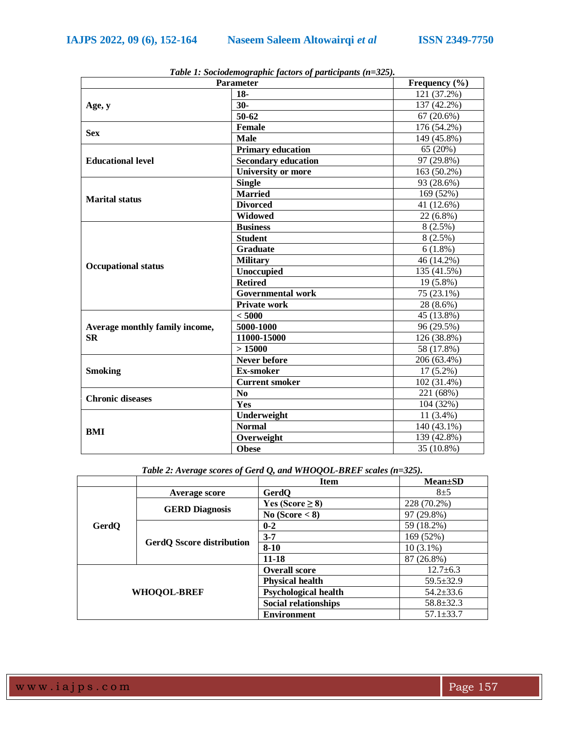*Table 1: Sociodemographic factors of participants (n=325).*

| Parameter | | Frequency (%) |
|---|---|---|
| **Age, y** | **18-** | 121 (37.2%) |
| | **30-** | 137 (42.2%) |
| | **50-62** | 67 (20.6%) |
| **Sex** | **Female** | 176 (54.2%) |
| | **Male** | 149 (45.8%) |
| **Educational level** | **Primary education** | 65 (20%) |
| | **Secondary education** | 97 (29.8%) |
| | **University or more** | 163 (50.2%) |
| **Marital status** | **Single** | 93 (28.6%) |
| | **Married** | 169 (52%) |
| | **Divorced** | 41 (12.6%) |
| | **Widowed** | 22 (6.8%) |
| **Occupational status** | **Business** | 8 (2.5%) |
| | **Student** | 8 (2.5%) |
| | **Graduate** | 6 (1.8%) |
| | **Military** | 46 (14.2%) |
| | **Unoccupied** | 135 (41.5%) |
| | **Retired** | 19 (5.8%) |
| | **Governmental work** | 75 (23.1%) |
| | **Private work** | 28 (8.6%) |
| **Average monthly family income, SR** | **< 5000** | 45 (13.8%) |
| | **5000-1000** | 96 (29.5%) |
| | **11000-15000** | 126 (38.8%) |
| | **> 15000** | 58 (17.8%) |
| **Smoking** | **Never before** | 206 (63.4%) |
| | **Ex-smoker** | 17 (5.2%) |
| | **Current smoker** | 102 (31.4%) |
| **Chronic diseases** | **No** | 221 (68%) |
| | **Yes** | 104 (32%) |
| **BMI** | **Underweight** | 11 (3.4%) |
| | **Normal** | 140 (43.1%) |
| | **Overweight** | 139 (42.8%) |
| | **Obese** | 35 (10.8%) |

*Table 2: Average scores of Gerd Q, and WHOQOL-BREF scales (n=325).*

| | | Item | Mean±SD |
|---|---|---|---|
| **GerdQ** | **Average score** | **GerdQ** | 8±5 |
| | **GERD Diagnosis** | **Yes (Score ≥ 8)** | 228 (70.2%) |
| | | **No (Score < 8)** | 97 (29.8%) |
| | **GerdQ Sscore distribution** | **0-2** | 59 (18.2%) |
| | | **3-7** | 169 (52%) |
| | | **8-10** | 10 (3.1%) |
| | | **11-18** | 87 (26.8%) |
| **WHOQOL-BREF** | | **Overall score** | 12.7±6.3 |
| | | **Physical health** | 59.5±32.9 |
| | | **Psychological health** | 54.2±33.6 |
| | | **Social relationships** | 58.8±32.3 |
| | | **Environment** | 57.1±33.7 |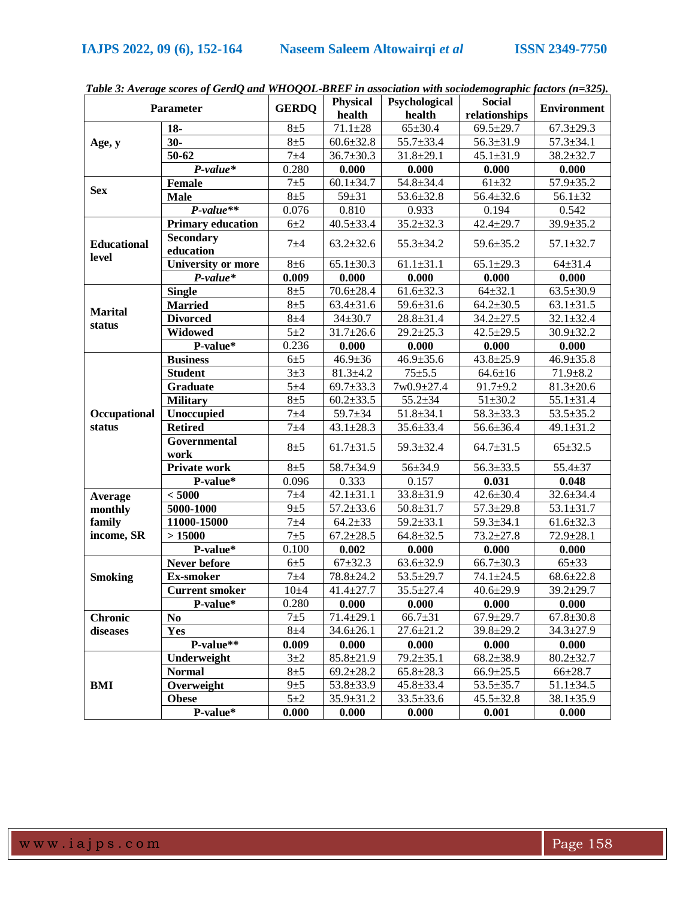*Table 3: Average scores of GerdQ and WHOQOL-BREF in association with sociodemographic factors (n=325).*

| Parameter | | GERDQ | Physical health | Psychological health | Social relationships | Environment |
|---|---|---|---|---|---|---|
| **Age, y** | **18-** | 8±5 | 71.1±28 | 65±30.4 | 69.5±29.7 | 67.3±29.3 |
| | **30-** | 8±5 | 60.6±32.8 | 55.7±33.4 | 56.3±31.9 | 57.3±34.1 |
| | **50-62** | 7±4 | 36.7±30.3 | 31.8±29.1 | 45.1±31.9 | 38.2±32.7 |
| | ***P-value**** | 0.280 | **0.000** | **0.000** | **0.000** | **0.000** |
| **Sex** | **Female** | 7±5 | 60.1±34.7 | 54.8±34.4 | 61±32 | 57.9±35.2 |
| | **Male** | 8±5 | 59±31 | 53.6±32.8 | 56.4±32.6 | 56.1±32 |
| | ***P-value***** | 0.076 | 0.810 | 0.933 | 0.194 | 0.542 |
| **Educational level** | **Primary education** | 6±2 | 40.5±33.4 | 35.2±32.3 | 42.4±29.7 | 39.9±35.2 |
| | **Secondary education** | 7±4 | 63.2±32.6 | 55.3±34.2 | 59.6±35.2 | 57.1±32.7 |
| | **University or more** | 8±6 | 65.1±30.3 | 61.1±31.1 | 65.1±29.3 | 64±31.4 |
| | ***P-value**** | **0.009** | **0.000** | **0.000** | **0.000** | **0.000** |
| **Marital status** | **Single** | 8±5 | 70.6±28.4 | 61.6±32.3 | 64±32.1 | 63.5±30.9 |
| | **Married** | 8±5 | 63.4±31.6 | 59.6±31.6 | 64.2±30.5 | 63.1±31.5 |
| | **Divorced** | 8±4 | 34±30.7 | 28.8±31.4 | 34.2±27.5 | 32.1±32.4 |
| | **Widowed** | 5±2 | 31.7±26.6 | 29.2±25.3 | 42.5±29.5 | 30.9±32.2 |
| | **P-value*** | 0.236 | **0.000** | **0.000** | **0.000** | **0.000** |
| **Occupational status** | **Business** | 6±5 | 46.9±36 | 46.9±35.6 | 43.8±25.9 | 46.9±35.8 |
| | **Student** | 3±3 | 81.3±4.2 | 75±5.5 | 64.6±16 | 71.9±8.2 |
| | **Graduate** | 5±4 | 69.7±33.3 | 7w0.9±27.4 | 91.7±9.2 | 81.3±20.6 |
| | **Military** | 8±5 | 60.2±33.5 | 55.2±34 | 51±30.2 | 55.1±31.4 |
| | **Unoccupied** | 7±4 | 59.7±34 | 51.8±34.1 | 58.3±33.3 | 53.5±35.2 |
| | **Retired** | 7±4 | 43.1±28.3 | 35.6±33.4 | 56.6±36.4 | 49.1±31.2 |
| | **Governmental work** | 8±5 | 61.7±31.5 | 59.3±32.4 | 64.7±31.5 | 65±32.5 |
| | **Private work** | 8±5 | 58.7±34.9 | 56±34.9 | 56.3±33.5 | 55.4±37 |
| | **P-value*** | 0.096 | 0.333 | 0.157 | **0.031** | **0.048** |
| **Average monthly family income, SR** | **< 5000** | 7±4 | 42.1±31.1 | 33.8±31.9 | 42.6±30.4 | 32.6±34.4 |
| | **5000-1000** | 9±5 | 57.2±33.6 | 50.8±31.7 | 57.3±29.8 | 53.1±31.7 |
| | **11000-15000** | 7±4 | 64.2±33 | 59.2±33.1 | 59.3±34.1 | 61.6±32.3 |
| | **> 15000** | 7±5 | 67.2±28.5 | 64.8±32.5 | 73.2±27.8 | 72.9±28.1 |
| | **P-value*** | 0.100 | **0.002** | **0.000** | **0.000** | **0.000** |
| **Smoking** | **Never before** | 6±5 | 67±32.3 | 63.6±32.9 | 66.7±30.3 | 65±33 |
| | **Ex-smoker** | 7±4 | 78.8±24.2 | 53.5±29.7 | 74.1±24.5 | 68.6±22.8 |
| | **Current smoker** | 10±4 | 41.4±27.7 | 35.5±27.4 | 40.6±29.9 | 39.2±29.7 |
| | **P-value*** | 0.280 | **0.000** | **0.000** | **0.000** | **0.000** |
| **Chronic diseases** | **No** | 7±5 | 71.4±29.1 | 66.7±31 | 67.9±29.7 | 67.8±30.8 |
| | **Yes** | 8±4 | 34.6±26.1 | 27.6±21.2 | 39.8±29.2 | 34.3±27.9 |
| | **P-value**** | **0.009** | **0.000** | **0.000** | **0.000** | **0.000** |
| **BMI** | **Underweight** | 3±2 | 85.8±21.9 | 79.2±35.1 | 68.2±38.9 | 80.2±32.7 |
| | **Normal** | 8±5 | 69.2±28.2 | 65.8±28.3 | 66.9±25.5 | 66±28.7 |
| | **Overweight** | 9±5 | 53.8±33.9 | 45.8±33.4 | 53.5±35.7 | 51.1±34.5 |
| | **Obese** | 5±2 | 35.9±31.2 | 33.5±33.6 | 45.5±32.8 | 38.1±35.9 |
| | **P-value*** | **0.000** | **0.000** | **0.000** | **0.001** | **0.000** |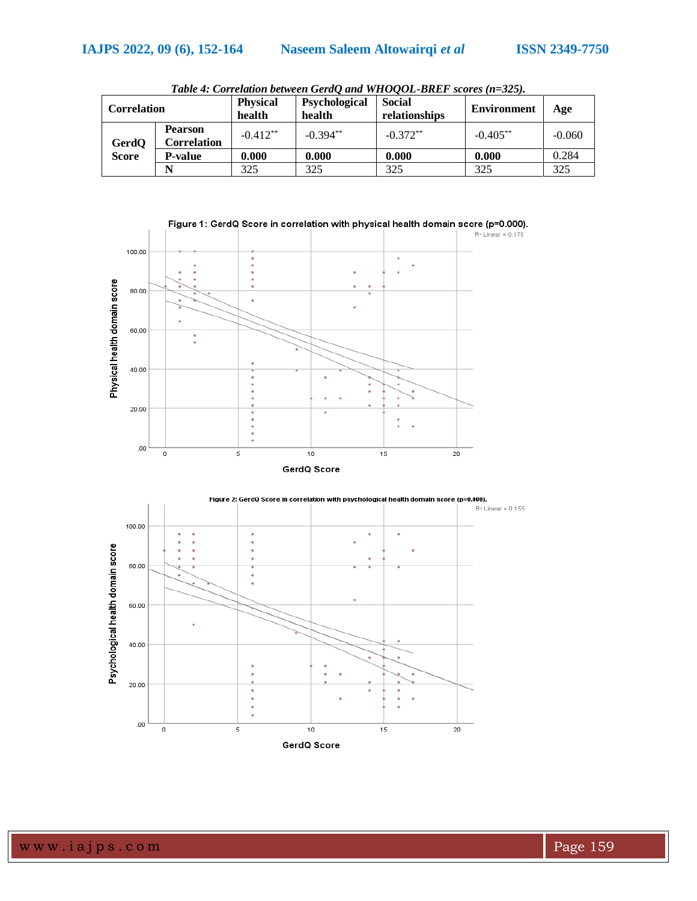*Table 4: Correlation between GerdQ and WHOQOL-BREF scores (n=325).*

| Correlation | | Physical health | Psychological health | Social relationships | Environment | Age |
|---|---|---|---|---|---|---|
| GerdQ Score | Pearson Correlation | -0.412** | -0.394** | -0.372** | -0.405** | -0.060 |
| | P-value | **0.000** | **0.000** | **0.000** | **0.000** | 0.284 |
| | N | 325 | 325 | 325 | 325 | 325 |

Figure 1: GerdQ Score in correlation with physical health domain score (p=0.000).

Figure 2: GerdQ Score in correlation with psychological health domain score (p=0.000).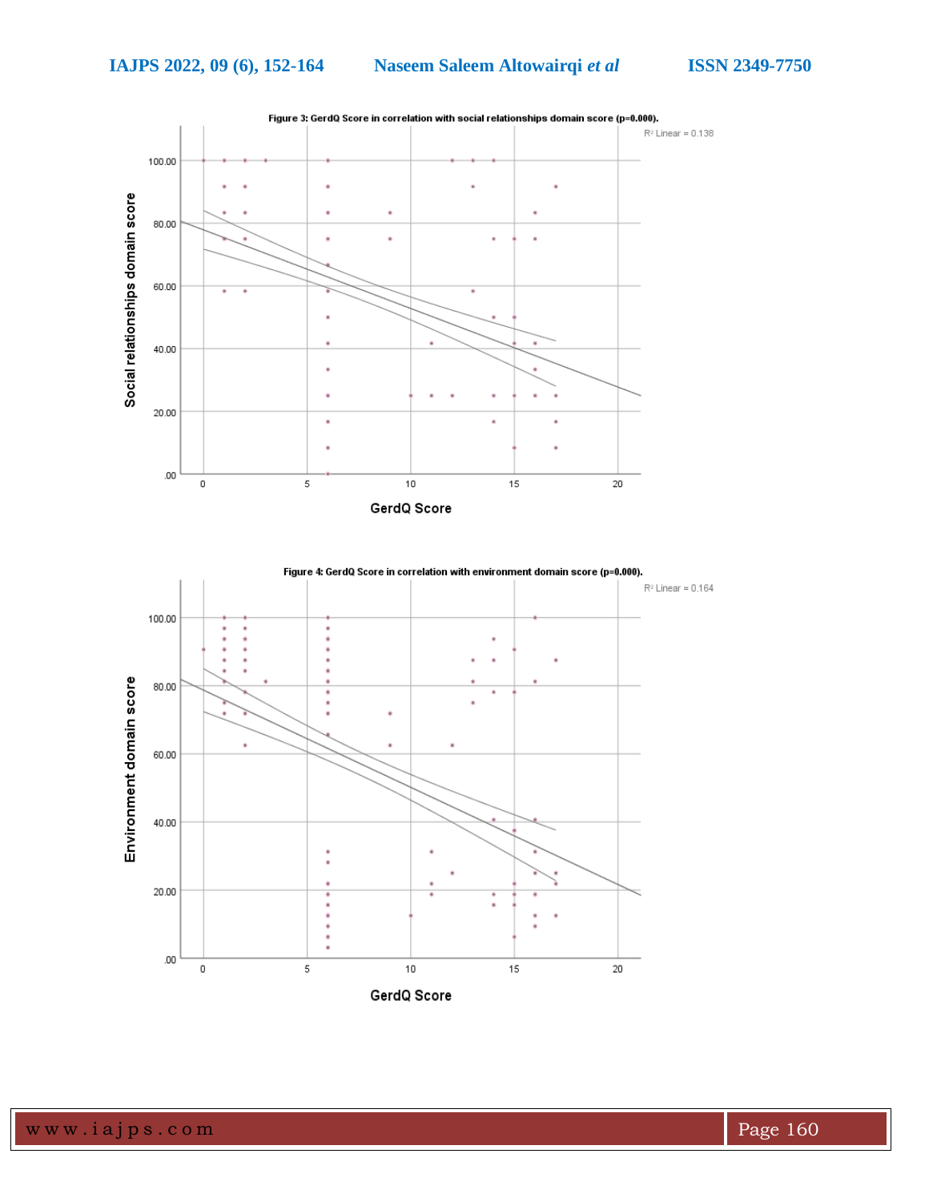Figure 3: GerdQ Score in correlation with social relationships domain score (p=0.000).

Figure 4: GerdQ Score in correlation with environment domain score (p=0.000).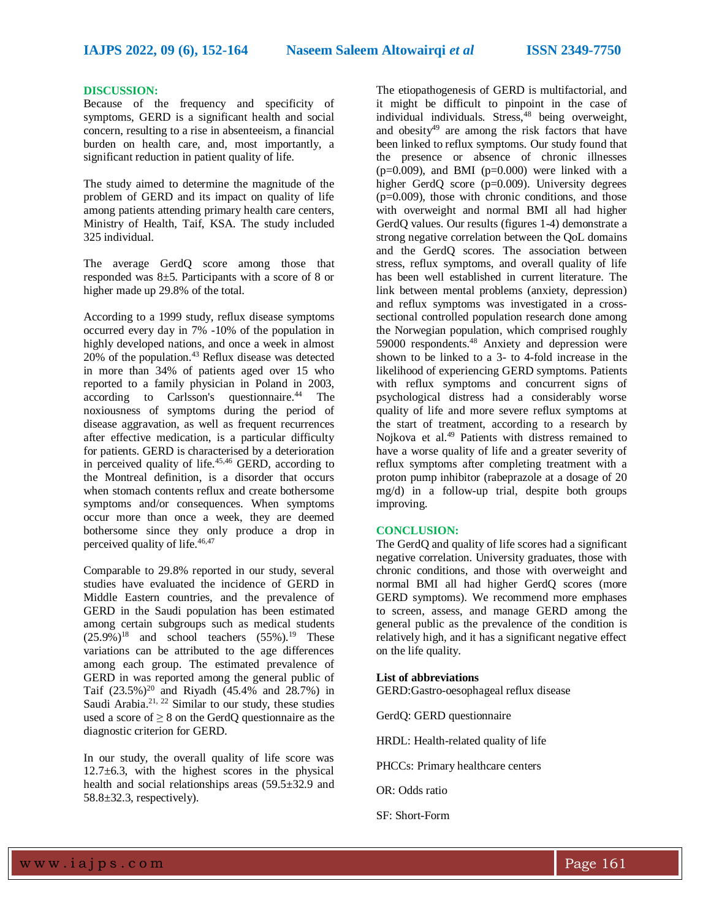## DISCUSSION:

Because of the frequency and specificity of symptoms, GERD is a significant health and social concern, resulting to a rise in absenteeism, a financial burden on health care, and, most importantly, a significant reduction in patient quality of life.

The study aimed to determine the magnitude of the problem of GERD and its impact on quality of life among patients attending primary health care centers, Ministry of Health, Taif, KSA. The study included 325 individual.

The average GerdQ score among those that responded was 8±5. Participants with a score of 8 or higher made up 29.8% of the total.

According to a 1999 study, reflux disease symptoms occurred every day in 7% -10% of the population in highly developed nations, and once a week in almost 20% of the population.[43] Reflux disease was detected in more than 34% of patients aged over 15 who reported to a family physician in Poland in 2003, according to Carlsson's questionnaire.[44] The noxiousness of symptoms during the period of disease aggravation, as well as frequent recurrences after effective medication, is a particular difficulty for patients. GERD is characterised by a deterioration in perceived quality of life.[45,46] GERD, according to the Montreal definition, is a disorder that occurs when stomach contents reflux and create bothersome symptoms and/or consequences. When symptoms occur more than once a week, they are deemed bothersome since they only produce a drop in perceived quality of life.[46,47]

Comparable to 29.8% reported in our study, several studies have evaluated the incidence of GERD in Middle Eastern countries, and the prevalence of GERD in the Saudi population has been estimated among certain subgroups such as medical students (25.9%)[18] and school teachers (55%).[19] These variations can be attributed to the age differences among each group. The estimated prevalence of GERD in was reported among the general public of Taif (23.5%)[20] and Riyadh (45.4% and 28.7%) in Saudi Arabia.[21, 22] Similar to our study, these studies used a score of ≥ 8 on the GerdQ questionnaire as the diagnostic criterion for GERD.

In our study, the overall quality of life score was 12.7±6.3, with the highest scores in the physical health and social relationships areas (59.5±32.9 and 58.8±32.3, respectively).

The etiopathogenesis of GERD is multifactorial, and it might be difficult to pinpoint in the case of individual individuals. Stress,[48] being overweight, and obesity[49] are among the risk factors that have been linked to reflux symptoms. Our study found that the presence or absence of chronic illnesses (p=0.009), and BMI (p=0.000) were linked with a higher GerdQ score (p=0.009). University degrees (p=0.009), those with chronic conditions, and those with overweight and normal BMI all had higher GerdQ values. Our results (figures 1-4) demonstrate a strong negative correlation between the QoL domains and the GerdQ scores. The association between stress, reflux symptoms, and overall quality of life has been well established in current literature. The link between mental problems (anxiety, depression) and reflux symptoms was investigated in a cross-sectional controlled population research done among the Norwegian population, which comprised roughly 59000 respondents.[48] Anxiety and depression were shown to be linked to a 3- to 4-fold increase in the likelihood of experiencing GERD symptoms. Patients with reflux symptoms and concurrent signs of psychological distress had a considerably worse quality of life and more severe reflux symptoms at the start of treatment, according to a research by Nojkova et al.[49] Patients with distress remained to have a worse quality of life and a greater severity of reflux symptoms after completing treatment with a proton pump inhibitor (rabeprazole at a dosage of 20 mg/d) in a follow-up trial, despite both groups improving.

## CONCLUSION:

The GerdQ and quality of life scores had a significant negative correlation. University graduates, those with chronic conditions, and those with overweight and normal BMI all had higher GerdQ scores (more GERD symptoms). We recommend more emphases to screen, assess, and manage GERD among the general public as the prevalence of the condition is relatively high, and it has a significant negative effect on the life quality.

**List of abbreviations**

GERD:Gastro-oesophageal reflux disease

GerdQ: GERD questionnaire

HRDL: Health-related quality of life

PHCCs: Primary healthcare centers

OR: Odds ratio

SF: Short-Form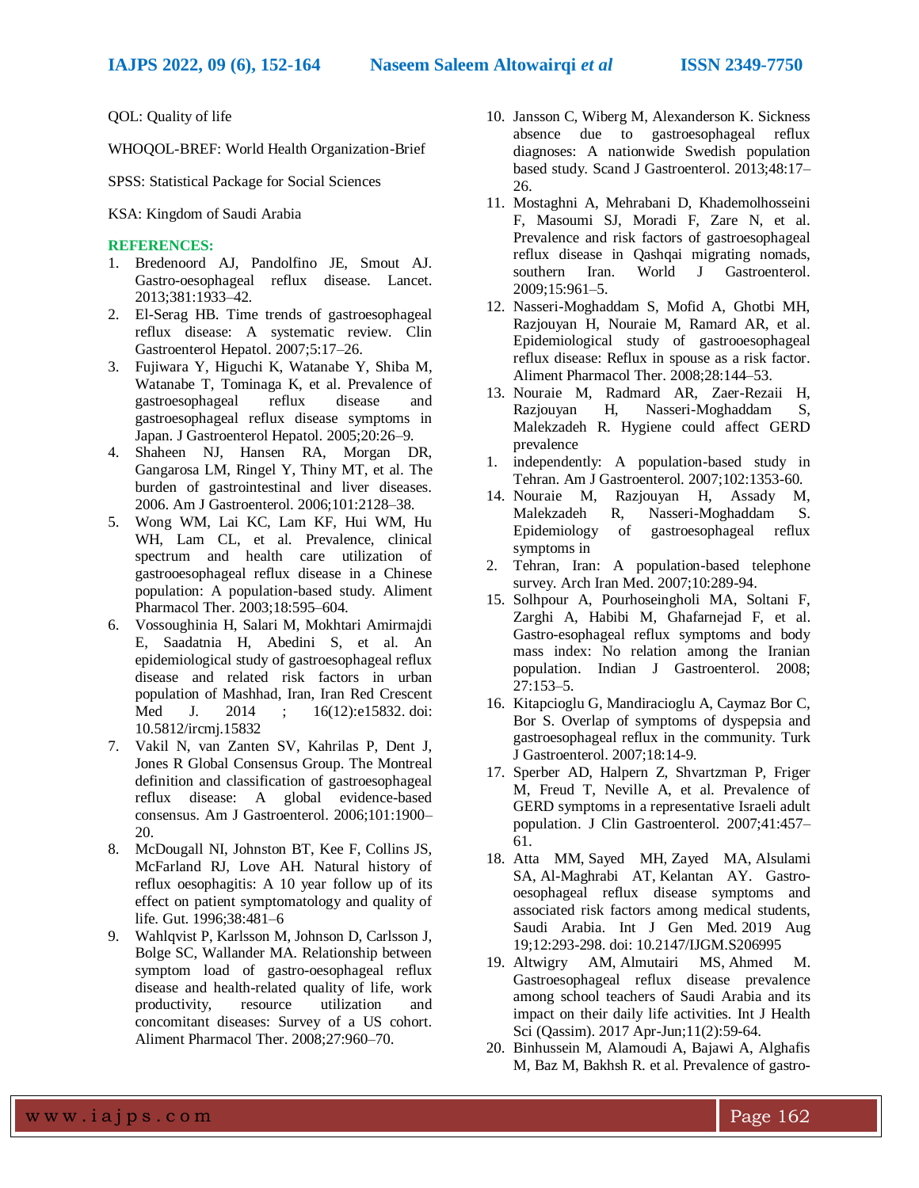QOL: Quality of life

WHOQOL-BREF: World Health Organization-Brief

SPSS: Statistical Package for Social Sciences

KSA: Kingdom of Saudi Arabia

## REFERENCES:

1. Bredenoord AJ, Pandolfino JE, Smout AJ. Gastro-oesophageal reflux disease. Lancet. 2013;381:1933–42.
2. El-Serag HB. Time trends of gastroesophageal reflux disease: A systematic review. Clin Gastroenterol Hepatol. 2007;5:17–26.
3. Fujiwara Y, Higuchi K, Watanabe Y, Shiba M, Watanabe T, Tominaga K, et al. Prevalence of gastroesophageal reflux disease and gastroesophageal reflux disease symptoms in Japan. J Gastroenterol Hepatol. 2005;20:26–9.
4. Shaheen NJ, Hansen RA, Morgan DR, Gangarosa LM, Ringel Y, Thiny MT, et al. The burden of gastrointestinal and liver diseases. 2006. Am J Gastroenterol. 2006;101:2128–38.
5. Wong WM, Lai KC, Lam KF, Hui WM, Hu WH, Lam CL, et al. Prevalence, clinical spectrum and health care utilization of gastrooesophageal reflux disease in a Chinese population: A population-based study. Aliment Pharmacol Ther. 2003;18:595–604.
6. Vossoughinia H, Salari M, Mokhtari Amirmajdi E, Saadatnia H, Abedini S, et al. An epidemiological study of gastroesophageal reflux disease and related risk factors in urban population of Mashhad, Iran, Iran Red Crescent Med J. 2014 ; 16(12):e15832. doi: 10.5812/ircmj.15832
7. Vakil N, van Zanten SV, Kahrilas P, Dent J, Jones R Global Consensus Group. The Montreal definition and classification of gastroesophageal reflux disease: A global evidence-based consensus. Am J Gastroenterol. 2006;101:1900–20.
8. McDougall NI, Johnston BT, Kee F, Collins JS, McFarland RJ, Love AH. Natural history of reflux oesophagitis: A 10 year follow up of its effect on patient symptomatology and quality of life. Gut. 1996;38:481–6
9. Wahlqvist P, Karlsson M, Johnson D, Carlsson J, Bolge SC, Wallander MA. Relationship between symptom load of gastro-oesophageal reflux disease and health-related quality of life, work productivity, resource utilization and concomitant diseases: Survey of a US cohort. Aliment Pharmacol Ther. 2008;27:960–70.
10. Jansson C, Wiberg M, Alexanderson K. Sickness absence due to gastroesophageal reflux diagnoses: A nationwide Swedish population based study. Scand J Gastroenterol. 2013;48:17–26.
11. Mostaghni A, Mehrabani D, Khademolhosseini F, Masoumi SJ, Moradi F, Zare N, et al. Prevalence and risk factors of gastroesophageal reflux disease in Qashqai migrating nomads, southern Iran. World J Gastroenterol. 2009;15:961–5.
12. Nasseri-Moghaddam S, Mofid A, Ghotbi MH, Razjouyan H, Nouraie M, Ramard AR, et al. Epidemiological study of gastrooesophageal reflux disease: Reflux in spouse as a risk factor. Aliment Pharmacol Ther. 2008;28:144–53.
13. Nouraie M, Radmard AR, Zaer-Rezaii H, Razjouyan H, Nasseri-Moghaddam S, Malekzadeh R. Hygiene could affect GERD prevalence

1. independently: A population-based study in Tehran. Am J Gastroenterol. 2007;102:1353-60.

14. Nouraie M, Razjouyan H, Assady M, Malekzadeh R, Nasseri-Moghaddam S. Epidemiology of gastroesophageal reflux symptoms in

2. Tehran, Iran: A population-based telephone survey. Arch Iran Med. 2007;10:289-94.

15. Solhpour A, Pourhoseingholi MA, Soltani F, Zarghi A, Habibi M, Ghafarnejad F, et al. Gastro-esophageal reflux symptoms and body mass index: No relation among the Iranian population. Indian J Gastroenterol. 2008; 27:153–5.
16. Kitapcioglu G, Mandiracioglu A, Caymaz Bor C, Bor S. Overlap of symptoms of dyspepsia and gastroesophageal reflux in the community. Turk J Gastroenterol. 2007;18:14-9.
17. Sperber AD, Halpern Z, Shvartzman P, Friger M, Freud T, Neville A, et al. Prevalence of GERD symptoms in a representative Israeli adult population. J Clin Gastroenterol. 2007;41:457–61.
18. Atta MM, Sayed MH, Zayed MA, Alsulami SA, Al-Maghrabi AT, Kelantan AY. Gastro-oesophageal reflux disease symptoms and associated risk factors among medical students, Saudi Arabia. Int J Gen Med. 2019 Aug 19;12:293-298. doi: 10.2147/IJGM.S206995
19. Altwigry AM, Almutairi MS, Ahmed M. Gastroesophageal reflux disease prevalence among school teachers of Saudi Arabia and its impact on their daily life activities. Int J Health Sci (Qassim). 2017 Apr-Jun;11(2):59-64.
20. Binhussein M, Alamoudi A, Bajawi A, Alghafis M, Baz M, Bakhsh R. et al. Prevalence of gastro-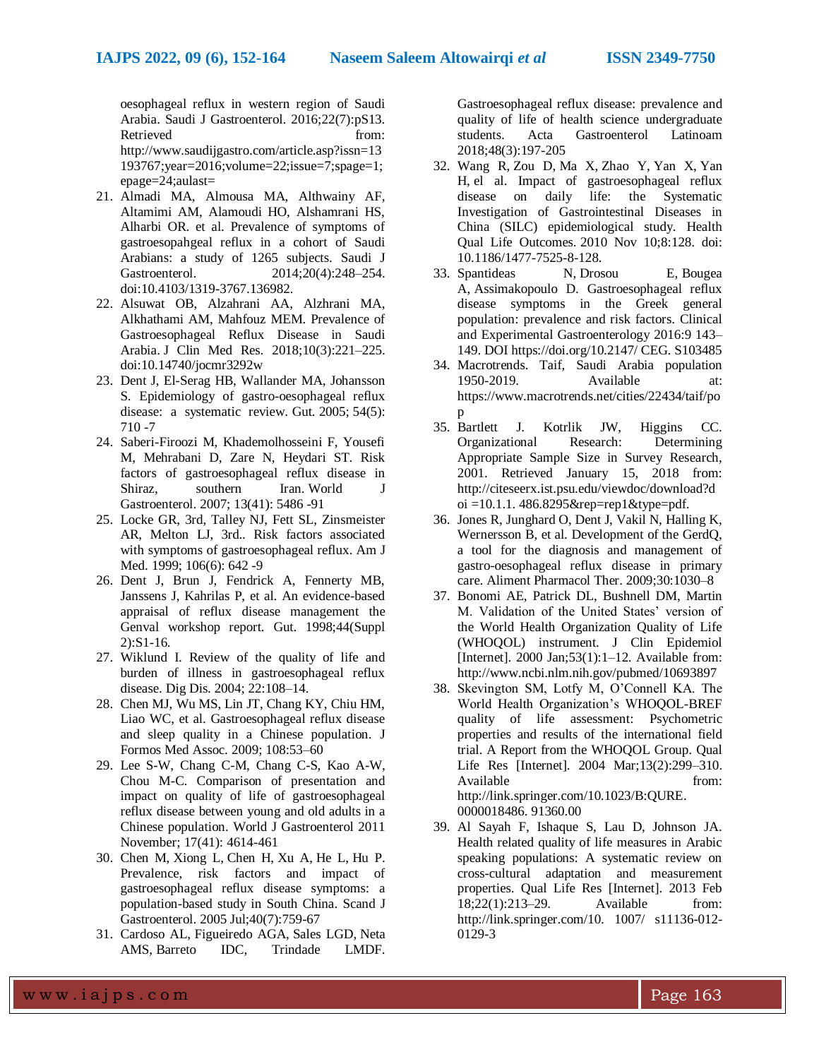oesophageal reflux in western region of Saudi Arabia. Saudi J Gastroenterol. 2016;22(7):pS13. Retrieved from: http://www.saudijgastro.com/article.asp?issn=13193767;year=2016;volume=22;issue=7;spage=1;epage=24;aulast=

21. Almadi MA, Almousa MA, Althwainy AF, Altamimi AM, Alamoudi HO, Alshamrani HS, Alharbi OR. et al. Prevalence of symptoms of gastroesopahgeal reflux in a cohort of Saudi Arabians: a study of 1265 subjects. Saudi J Gastroenterol. 2014;20(4):248–254. doi:10.4103/1319-3767.136982.
22. Alsuwat OB, Alzahrani AA, Alzhrani MA, Alkhathami AM, Mahfouz MEM. Prevalence of Gastroesophageal Reflux Disease in Saudi Arabia. J Clin Med Res. 2018;10(3):221–225. doi:10.14740/jocmr3292w
23. Dent J, El-Serag HB, Wallander MA, Johansson S. Epidemiology of gastro-oesophageal reflux disease: a systematic review. Gut. 2005; 54(5): 710 -7
24. Saberi-Firoozi M, Khademolhosseini F, Yousefi M, Mehrabani D, Zare N, Heydari ST. Risk factors of gastroesophageal reflux disease in Shiraz, southern Iran. World J Gastroenterol. 2007; 13(41): 5486 -91
25. Locke GR, 3rd, Talley NJ, Fett SL, Zinsmeister AR, Melton LJ, 3rd.. Risk factors associated with symptoms of gastroesophageal reflux. Am J Med. 1999; 106(6): 642 -9
26. Dent J, Brun J, Fendrick A, Fennerty MB, Janssens J, Kahrilas P, et al. An evidence-based appraisal of reflux disease management the Genval workshop report. Gut. 1998;44(Suppl 2):S1-16.
27. Wiklund I. Review of the quality of life and burden of illness in gastroesophageal reflux disease. Dig Dis. 2004; 22:108–14.
28. Chen MJ, Wu MS, Lin JT, Chang KY, Chiu HM, Liao WC, et al. Gastroesophageal reflux disease and sleep quality in a Chinese population. J Formos Med Assoc. 2009; 108:53–60
29. Lee S-W, Chang C-M, Chang C-S, Kao A-W, Chou M-C. Comparison of presentation and impact on quality of life of gastroesophageal reflux disease between young and old adults in a Chinese population. World J Gastroenterol 2011 November; 17(41): 4614-461
30. Chen M, Xiong L, Chen H, Xu A, He L, Hu P. Prevalence, risk factors and impact of gastroesophageal reflux disease symptoms: a population-based study in South China. Scand J Gastroenterol. 2005 Jul;40(7):759-67
31. Cardoso AL, Figueiredo AGA, Sales LGD, Neta AMS, Barreto IDC, Trindade LMDF. Gastroesophageal reflux disease: prevalence and quality of life of health science undergraduate students. Acta Gastroenterol Latinoam 2018;48(3):197-205
32. Wang R, Zou D, Ma X, Zhao Y, Yan X, Yan H, el al. Impact of gastroesophageal reflux disease on daily life: the Systematic Investigation of Gastrointestinal Diseases in China (SILC) epidemiological study. Health Qual Life Outcomes. 2010 Nov 10;8:128. doi: 10.1186/1477-7525-8-128.
33. Spantideas N, Drosou E, Bougea A, Assimakopoulo D. Gastroesophageal reflux disease symptoms in the Greek general population: prevalence and risk factors. Clinical and Experimental Gastroenterology 2016:9 143–149. DOI https://doi.org/10.2147/ CEG. S103485
34. Macrotrends. Taif, Saudi Arabia population 1950-2019. Available at: https://www.macrotrends.net/cities/22434/taif/pop
35. Bartlett J. Kotrlik JW, Higgins CC. Organizational Research: Determining Appropriate Sample Size in Survey Research, 2001. Retrieved January 15, 2018 from: http://citeseerx.ist.psu.edu/viewdoc/download?doi =10.1.1. 486.8295&rep=rep1&type=pdf.
36. Jones R, Junghard O, Dent J, Vakil N, Halling K, Wernersson B, et al. Development of the GerdQ, a tool for the diagnosis and management of gastro-oesophageal reflux disease in primary care. Aliment Pharmacol Ther. 2009;30:1030–8
37. Bonomi AE, Patrick DL, Bushnell DM, Martin M. Validation of the United States' version of the World Health Organization Quality of Life (WHOQOL) instrument. J Clin Epidemiol [Internet]. 2000 Jan;53(1):1–12. Available from: http://www.ncbi.nlm.nih.gov/pubmed/10693897
38. Skevington SM, Lotfy M, O'Connell KA. The World Health Organization's WHOQOL-BREF quality of life assessment: Psychometric properties and results of the international field trial. A Report from the WHOQOL Group. Qual Life Res [Internet]. 2004 Mar;13(2):299–310. Available from: http://link.springer.com/10.1023/B:QURE. 0000018486. 91360.00
39. Al Sayah F, Ishaque S, Lau D, Johnson JA. Health related quality of life measures in Arabic speaking populations: A systematic review on cross-cultural adaptation and measurement properties. Qual Life Res [Internet]. 2013 Feb 18;22(1):213–29. Available from: http://link.springer.com/10. 1007/ s11136-012-0129-3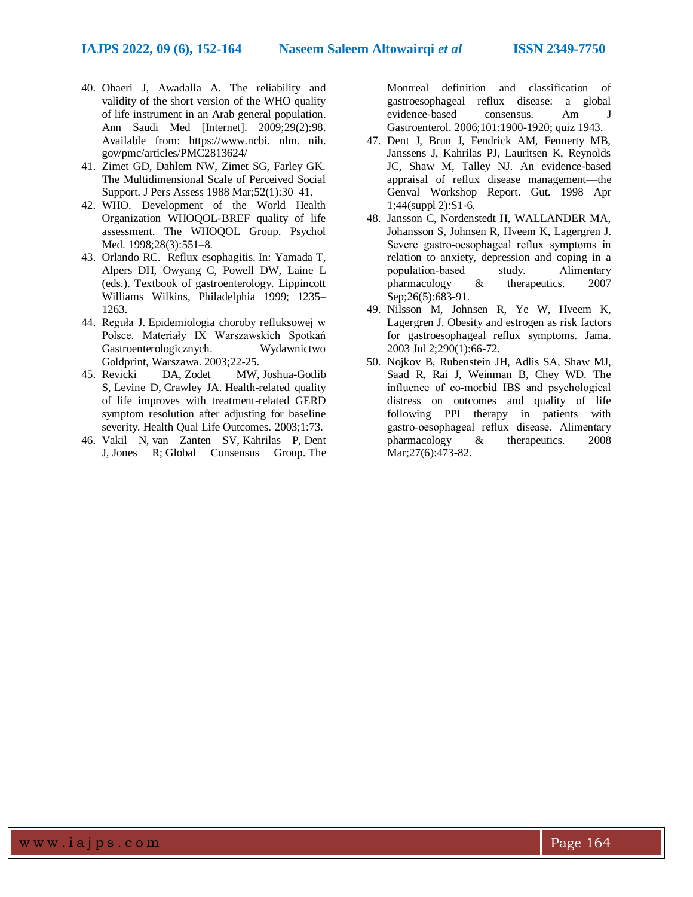40. Ohaeri J, Awadalla A. The reliability and validity of the short version of the WHO quality of life instrument in an Arab general population. Ann Saudi Med [Internet]. 2009;29(2):98. Available from: https://www.ncbi. nlm. nih. gov/pmc/articles/PMC2813624/
41. Zimet GD, Dahlem NW, Zimet SG, Farley GK. The Multidimensional Scale of Perceived Social Support. J Pers Assess 1988 Mar;52(1):30–41.
42. WHO. Development of the World Health Organization WHOQOL-BREF quality of life assessment. The WHOQOL Group. Psychol Med. 1998;28(3):551–8.
43. Orlando RC. Reflux esophagitis. In: Yamada T, Alpers DH, Owyang C, Powell DW, Laine L (eds.). Textbook of gastroenterology. Lippincott Williams Wilkins, Philadelphia 1999; 1235–1263.
44. Reguła J. Epidemiologia choroby refluksowej w Polsce. Materiały IX Warszawskich Spotkań Gastroenterologicznych. Wydawnictwo Goldprint, Warszawa. 2003;22-25.
45. Revicki DA, Zodet MW, Joshua-Gotlib S, Levine D, Crawley JA. Health-related quality of life improves with treatment-related GERD symptom resolution after adjusting for baseline severity. Health Qual Life Outcomes. 2003;1:73.
46. Vakil N, van Zanten SV, Kahrilas P, Dent J, Jones R; Global Consensus Group. The Montreal definition and classification of gastroesophageal reflux disease: a global evidence-based consensus. Am J Gastroenterol. 2006;101:1900-1920; quiz 1943.
47. Dent J, Brun J, Fendrick AM, Fennerty MB, Janssens J, Kahrilas PJ, Lauritsen K, Reynolds JC, Shaw M, Talley NJ. An evidence-based appraisal of reflux disease management—the Genval Workshop Report. Gut. 1998 Apr 1;44(suppl 2):S1-6.
48. Jansson C, Nordenstedt H, WALLANDER MA, Johansson S, Johnsen R, Hveem K, Lagergren J. Severe gastro-oesophageal reflux symptoms in relation to anxiety, depression and coping in a population-based study. Alimentary pharmacology & therapeutics. 2007 Sep;26(5):683-91.
49. Nilsson M, Johnsen R, Ye W, Hveem K, Lagergren J. Obesity and estrogen as risk factors for gastroesophageal reflux symptoms. Jama. 2003 Jul 2;290(1):66-72.
50. Nojkov B, Rubenstein JH, Adlis SA, Shaw MJ, Saad R, Rai J, Weinman B, Chey WD. The influence of co-morbid IBS and psychological distress on outcomes and quality of life following PPI therapy in patients with gastro-oesophageal reflux disease. Alimentary pharmacology & therapeutics. 2008 Mar;27(6):473-82.